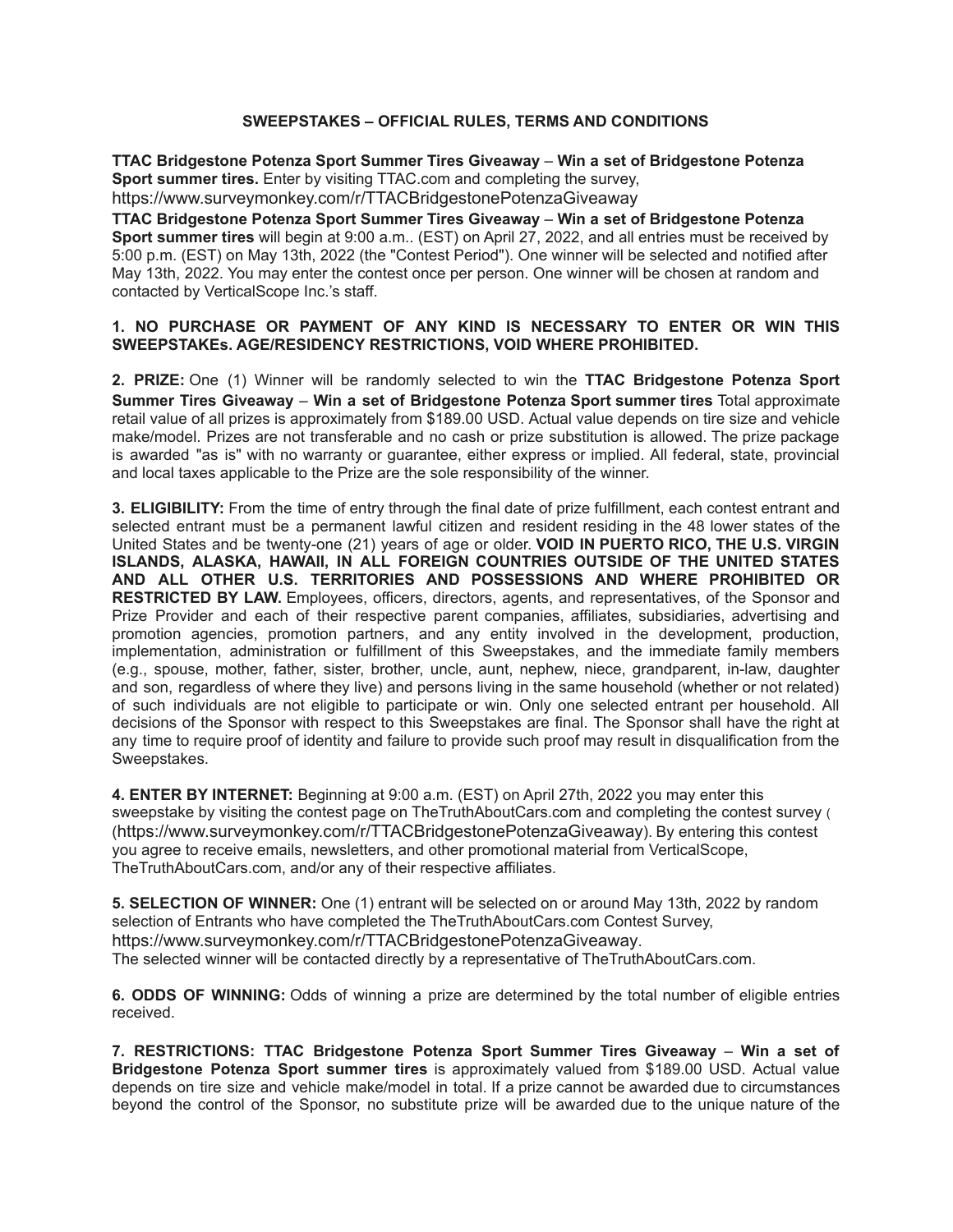**SWEEPSTAKES – OFFICIAL RULES, TERMS AND CONDITIONS**

**TTAC Bridgestone Potenza Sport Summer Tires Giveaway** – **Win a set of Bridgestone Potenza Sport summer tires.** Enter by visiting TTAC.com and completing the survey, https://www.surveymonkey.com/r/TTACBridgestonePotenzaGiveaway

**TTAC Bridgestone Potenza Sport Summer Tires Giveaway** – **Win a set of Bridgestone Potenza Sport summer tires** will begin at 9:00 a.m.. (EST) on April 27, 2022, and all entries must be received by 5:00 p.m. (EST) on May 13th, 2022 (the "Contest Period"). One winner will be selected and notified after May 13th, 2022. You may enter the contest once per person. One winner will be chosen at random and contacted by VerticalScope Inc.'s staff.

**1. NO PURCHASE OR PAYMENT OF ANY KIND IS NECESSARY TO ENTER OR WIN THIS SWEEPSTAKEs. AGE/RESIDENCY RESTRICTIONS, VOID WHERE PROHIBITED.**

**2. PRIZE:** One (1) Winner will be randomly selected to win the **TTAC Bridgestone Potenza Sport Summer Tires Giveaway** – **Win a set of Bridgestone Potenza Sport summer tires** Total approximate retail value of all prizes is approximately from $189.00 USD. Actual value depends on tire size and vehicle make/model. Prizes are not transferable and no cash or prize substitution is allowed. The prize package is awarded "as is" with no warranty or guarantee, either express or implied. All federal, state, provincial and local taxes applicable to the Prize are the sole responsibility of the winner.

**3. ELIGIBILITY:** From the time of entry through the final date of prize fulfillment, each contest entrant and selected entrant must be a permanent lawful citizen and resident residing in the 48 lower states of the United States and be twenty-one (21) years of age or older. **VOID IN PUERTO RICO, THE U.S. VIRGIN ISLANDS, ALASKA, HAWAII, IN ALL FOREIGN COUNTRIES OUTSIDE OF THE UNITED STATES AND ALL OTHER U.S. TERRITORIES AND POSSESSIONS AND WHERE PROHIBITED OR RESTRICTED BY LAW.** Employees, officers, directors, agents, and representatives, of the Sponsor and Prize Provider and each of their respective parent companies, affiliates, subsidiaries, advertising and promotion agencies, promotion partners, and any entity involved in the development, production, implementation, administration or fulfillment of this Sweepstakes, and the immediate family members (e.g., spouse, mother, father, sister, brother, uncle, aunt, nephew, niece, grandparent, in-law, daughter and son, regardless of where they live) and persons living in the same household (whether or not related) of such individuals are not eligible to participate or win. Only one selected entrant per household. All decisions of the Sponsor with respect to this Sweepstakes are final. The Sponsor shall have the right at any time to require proof of identity and failure to provide such proof may result in disqualification from the Sweepstakes.

**4. ENTER BY INTERNET:** Beginning at 9:00 a.m. (EST) on April 27th, 2022 you may enter this sweepstake by visiting the contest page on TheTruthAboutCars.com and completing the contest survey ( (https://www.surveymonkey.com/r/TTACBridgestonePotenzaGiveaway). By entering this contest you agree to receive emails, newsletters, and other promotional material from VerticalScope, TheTruthAboutCars.com, and/or any of their respective affiliates.

**5. SELECTION OF WINNER:** One (1) entrant will be selected on or around May 13th, 2022 by random selection of Entrants who have completed the TheTruthAboutCars.com Contest Survey, https://www.surveymonkey.com/r/TTACBridgestonePotenzaGiveaway.
The selected winner will be contacted directly by a representative of TheTruthAboutCars.com.

**6. ODDS OF WINNING:** Odds of winning a prize are determined by the total number of eligible entries received.

**7. RESTRICTIONS: TTAC Bridgestone Potenza Sport Summer Tires Giveaway** – **Win a set of Bridgestone Potenza Sport summer tires** is approximately valued from $189.00 USD. Actual value depends on tire size and vehicle make/model in total. If a prize cannot be awarded due to circumstances beyond the control of the Sponsor, no substitute prize will be awarded due to the unique nature of the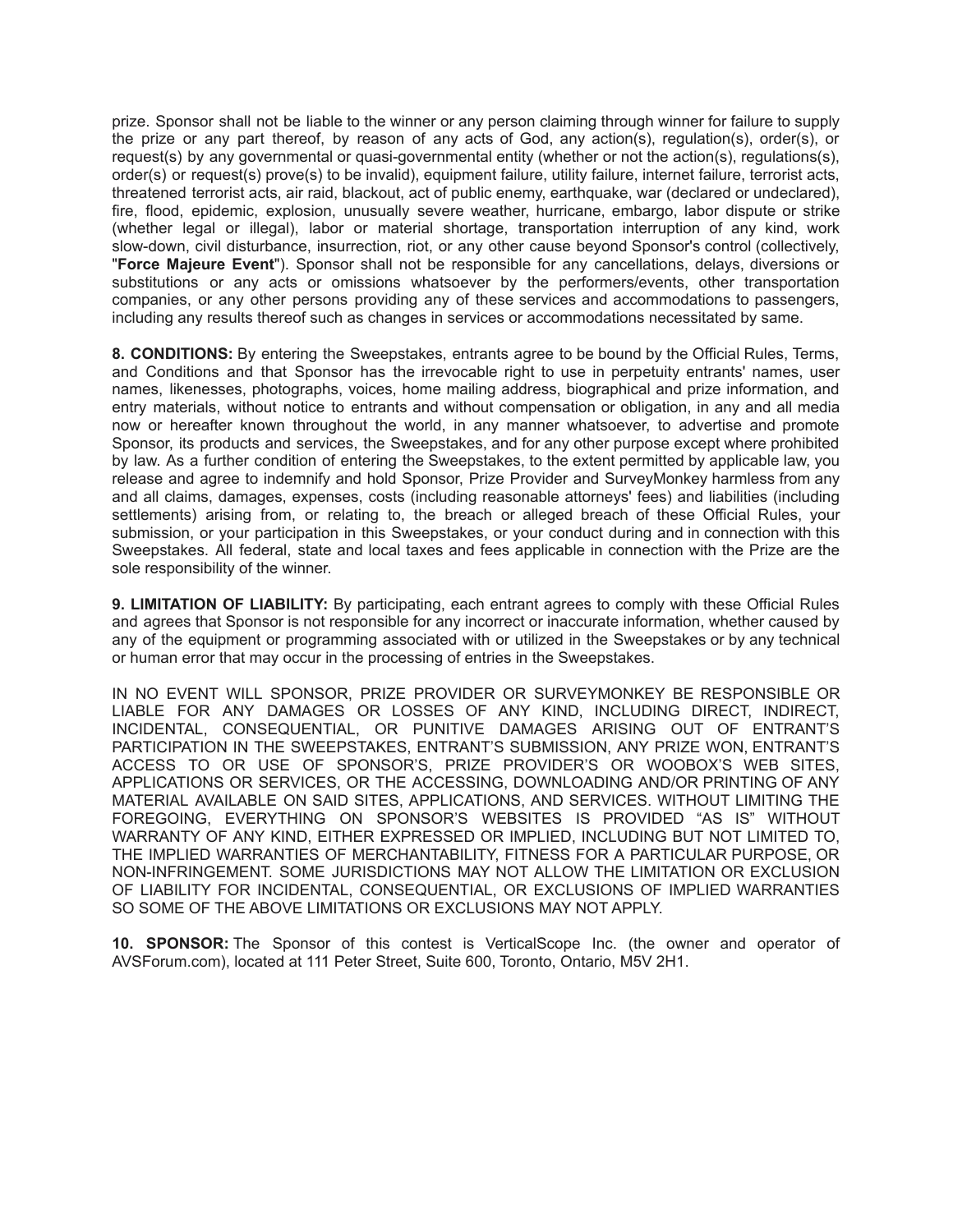prize. Sponsor shall not be liable to the winner or any person claiming through winner for failure to supply the prize or any part thereof, by reason of any acts of God, any action(s), regulation(s), order(s), or request(s) by any governmental or quasi-governmental entity (whether or not the action(s), regulations(s), order(s) or request(s) prove(s) to be invalid), equipment failure, utility failure, internet failure, terrorist acts, threatened terrorist acts, air raid, blackout, act of public enemy, earthquake, war (declared or undeclared), fire, flood, epidemic, explosion, unusually severe weather, hurricane, embargo, labor dispute or strike (whether legal or illegal), labor or material shortage, transportation interruption of any kind, work slow-down, civil disturbance, insurrection, riot, or any other cause beyond Sponsor's control (collectively, "**Force Majeure Event**"). Sponsor shall not be responsible for any cancellations, delays, diversions or substitutions or any acts or omissions whatsoever by the performers/events, other transportation companies, or any other persons providing any of these services and accommodations to passengers, including any results thereof such as changes in services or accommodations necessitated by same.

**8. CONDITIONS:** By entering the Sweepstakes, entrants agree to be bound by the Official Rules, Terms, and Conditions and that Sponsor has the irrevocable right to use in perpetuity entrants' names, user names, likenesses, photographs, voices, home mailing address, biographical and prize information, and entry materials, without notice to entrants and without compensation or obligation, in any and all media now or hereafter known throughout the world, in any manner whatsoever, to advertise and promote Sponsor, its products and services, the Sweepstakes, and for any other purpose except where prohibited by law. As a further condition of entering the Sweepstakes, to the extent permitted by applicable law, you release and agree to indemnify and hold Sponsor, Prize Provider and SurveyMonkey harmless from any and all claims, damages, expenses, costs (including reasonable attorneys' fees) and liabilities (including settlements) arising from, or relating to, the breach or alleged breach of these Official Rules, your submission, or your participation in this Sweepstakes, or your conduct during and in connection with this Sweepstakes. All federal, state and local taxes and fees applicable in connection with the Prize are the sole responsibility of the winner.

**9. LIMITATION OF LIABILITY:** By participating, each entrant agrees to comply with these Official Rules and agrees that Sponsor is not responsible for any incorrect or inaccurate information, whether caused by any of the equipment or programming associated with or utilized in the Sweepstakes or by any technical or human error that may occur in the processing of entries in the Sweepstakes.

IN NO EVENT WILL SPONSOR, PRIZE PROVIDER OR SURVEYMONKEY BE RESPONSIBLE OR LIABLE FOR ANY DAMAGES OR LOSSES OF ANY KIND, INCLUDING DIRECT, INDIRECT, INCIDENTAL, CONSEQUENTIAL, OR PUNITIVE DAMAGES ARISING OUT OF ENTRANT'S PARTICIPATION IN THE SWEEPSTAKES, ENTRANT'S SUBMISSION, ANY PRIZE WON, ENTRANT'S ACCESS TO OR USE OF SPONSOR'S, PRIZE PROVIDER'S OR WOOBOX'S WEB SITES, APPLICATIONS OR SERVICES, OR THE ACCESSING, DOWNLOADING AND/OR PRINTING OF ANY MATERIAL AVAILABLE ON SAID SITES, APPLICATIONS, AND SERVICES. WITHOUT LIMITING THE FOREGOING, EVERYTHING ON SPONSOR'S WEBSITES IS PROVIDED "AS IS" WITHOUT WARRANTY OF ANY KIND, EITHER EXPRESSED OR IMPLIED, INCLUDING BUT NOT LIMITED TO, THE IMPLIED WARRANTIES OF MERCHANTABILITY, FITNESS FOR A PARTICULAR PURPOSE, OR NON-INFRINGEMENT. SOME JURISDICTIONS MAY NOT ALLOW THE LIMITATION OR EXCLUSION OF LIABILITY FOR INCIDENTAL, CONSEQUENTIAL, OR EXCLUSIONS OF IMPLIED WARRANTIES SO SOME OF THE ABOVE LIMITATIONS OR EXCLUSIONS MAY NOT APPLY.

**10. SPONSOR:** The Sponsor of this contest is VerticalScope Inc. (the owner and operator of AVSForum.com), located at 111 Peter Street, Suite 600, Toronto, Ontario, M5V 2H1.